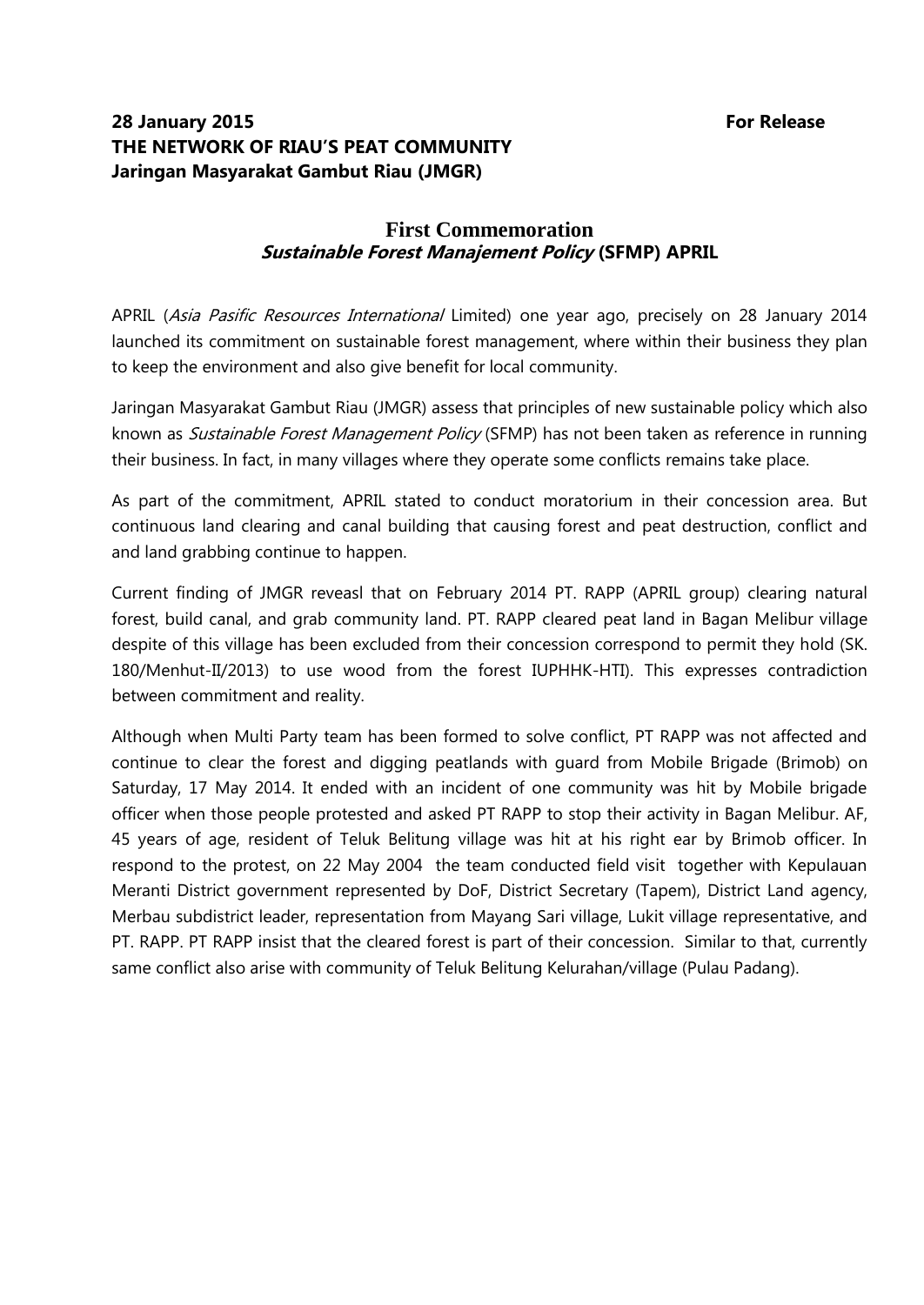**28 January 2015** **For Release**

**THE NETWORK OF RIAU'S PEAT COMMUNITY**

**Jaringan Masyarakat Gambut Riau (JMGR)**

## First Commemoration
## ***Sustainable Forest Manajement Policy* (SFMP) APRIL**

APRIL (*Asia Pasific Resources International* Limited) one year ago, precisely on 28 January 2014 launched its commitment on sustainable forest management, where within their business they plan to keep the environment and also give benefit for local community.

Jaringan Masyarakat Gambut Riau (JMGR) assess that principles of new sustainable policy which also known as *Sustainable Forest Management Policy* (SFMP) has not been taken as reference in running their business. In fact, in many villages where they operate some conflicts remains take place.

As part of the commitment, APRIL stated to conduct moratorium in their concession area. But continuous land clearing and canal building that causing forest and peat destruction, conflict and and land grabbing continue to happen.

Current finding of JMGR reveasl that on February 2014 PT. RAPP (APRIL group) clearing natural forest, build canal, and grab community land. PT. RAPP cleared peat land in Bagan Melibur village despite of this village has been excluded from their concession correspond to permit they hold (SK. 180/Menhut-II/2013) to use wood from the forest IUPHHK-HTI). This expresses contradiction between commitment and reality.

Although when Multi Party team has been formed to solve conflict, PT RAPP was not affected and continue to clear the forest and digging peatlands with guard from Mobile Brigade (Brimob) on Saturday, 17 May 2014. It ended with an incident of one community was hit by Mobile brigade officer when those people protested and asked PT RAPP to stop their activity in Bagan Melibur. AF, 45 years of age, resident of Teluk Belitung village was hit at his right ear by Brimob officer. In respond to the protest, on 22 May 2004 the team conducted field visit together with Kepulauan Meranti District government represented by DoF, District Secretary (Tapem), District Land agency, Merbau subdistrict leader, representation from Mayang Sari village, Lukit village representative, and PT. RAPP. PT RAPP insist that the cleared forest is part of their concession. Similar to that, currently same conflict also arise with community of Teluk Belitung Kelurahan/village (Pulau Padang).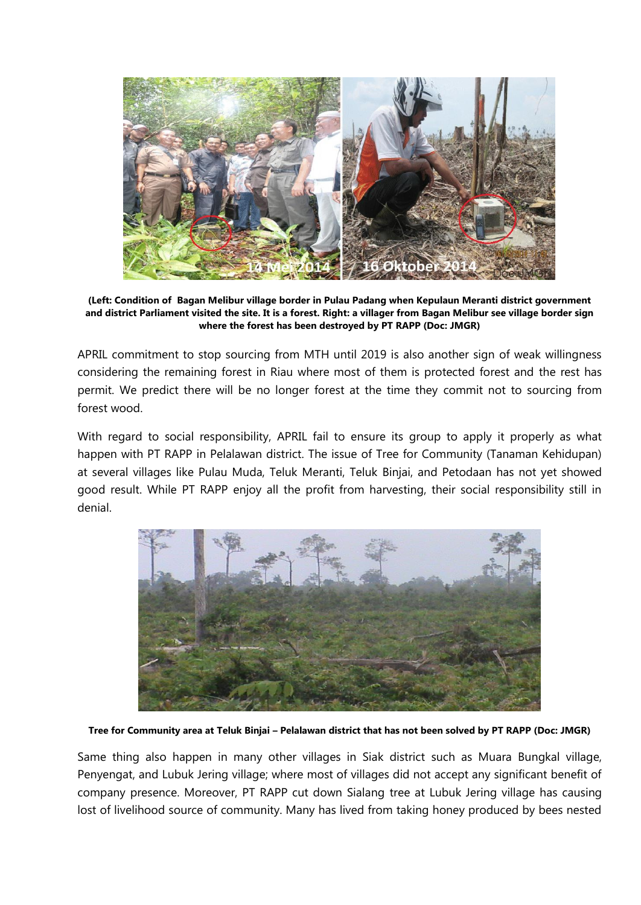**(Left: Condition of Bagan Melibur village border in Pulau Padang when Kepulaun Meranti district government and district Parliament visited the site. It is a forest. Right: a villager from Bagan Melibur see village border sign where the forest has been destroyed by PT RAPP (Doc: JMGR)**

APRIL commitment to stop sourcing from MTH until 2019 is also another sign of weak willingness considering the remaining forest in Riau where most of them is protected forest and the rest has permit. We predict there will be no longer forest at the time they commit not to sourcing from forest wood.

With regard to social responsibility, APRIL fail to ensure its group to apply it properly as what happen with PT RAPP in Pelalawan district. The issue of Tree for Community (Tanaman Kehidupan) at several villages like Pulau Muda, Teluk Meranti, Teluk Binjai, and Petodaan has not yet showed good result. While PT RAPP enjoy all the profit from harvesting, their social responsibility still in denial.

**Tree for Community area at Teluk Binjai – Pelalawan district that has not been solved by PT RAPP (Doc: JMGR)**

Same thing also happen in many other villages in Siak district such as Muara Bungkal village, Penyengat, and Lubuk Jering village; where most of villages did not accept any significant benefit of company presence. Moreover, PT RAPP cut down Sialang tree at Lubuk Jering village has causing lost of livelihood source of community. Many has lived from taking honey produced by bees nested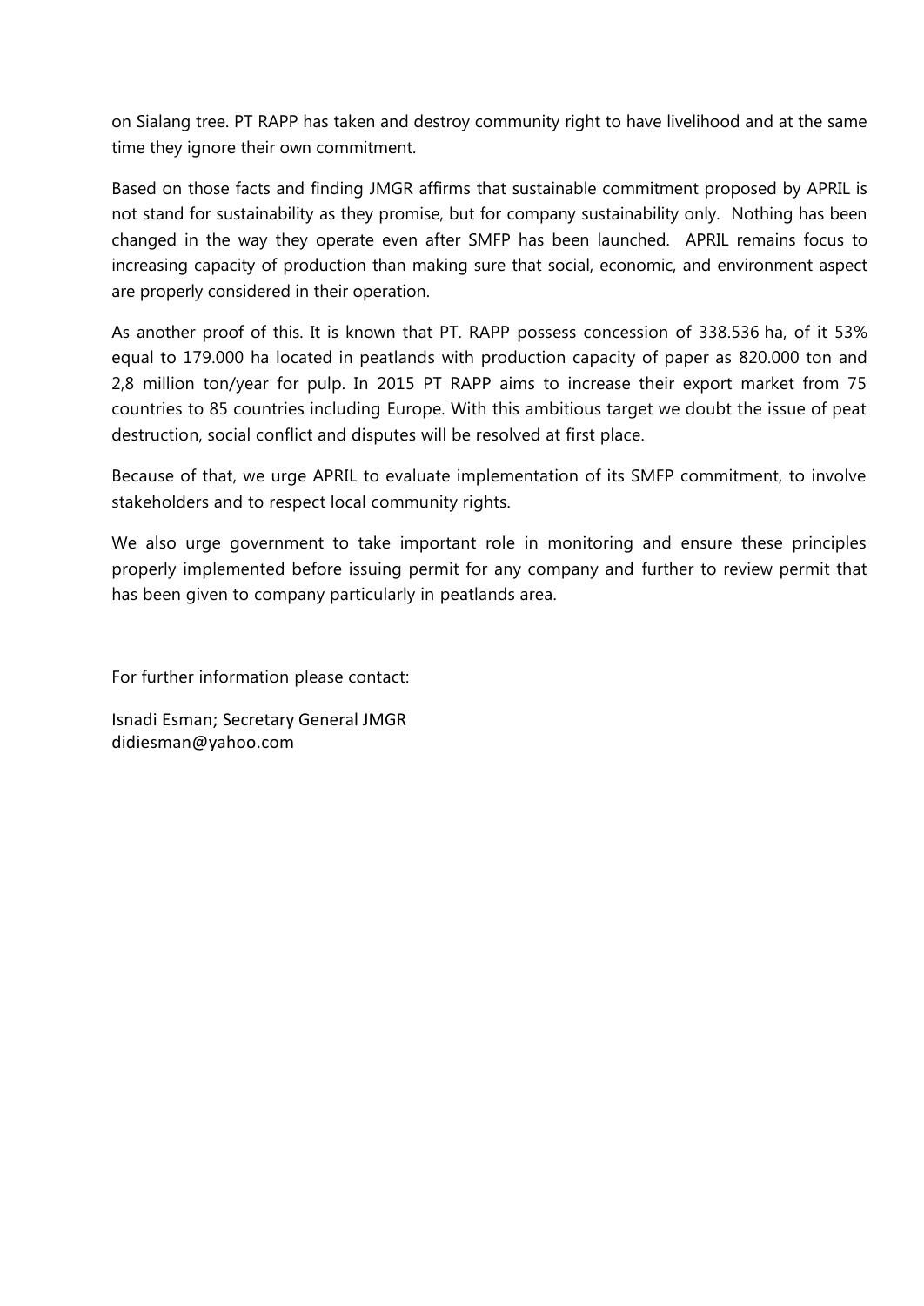on Sialang tree. PT RAPP has taken and destroy community right to have livelihood and at the same time they ignore their own commitment.

Based on those facts and finding JMGR affirms that sustainable commitment proposed by APRIL is not stand for sustainability as they promise, but for company sustainability only. Nothing has been changed in the way they operate even after SMFP has been launched. APRIL remains focus to increasing capacity of production than making sure that social, economic, and environment aspect are properly considered in their operation.

As another proof of this. It is known that PT. RAPP possess concession of 338.536 ha, of it 53% equal to 179.000 ha located in peatlands with production capacity of paper as 820.000 ton and 2,8 million ton/year for pulp. In 2015 PT RAPP aims to increase their export market from 75 countries to 85 countries including Europe. With this ambitious target we doubt the issue of peat destruction, social conflict and disputes will be resolved at first place.

Because of that, we urge APRIL to evaluate implementation of its SMFP commitment, to involve stakeholders and to respect local community rights.

We also urge government to take important role in monitoring and ensure these principles properly implemented before issuing permit for any company and further to review permit that has been given to company particularly in peatlands area.

For further information please contact:

Isnadi Esman; Secretary General JMGR
didiesman@yahoo.com